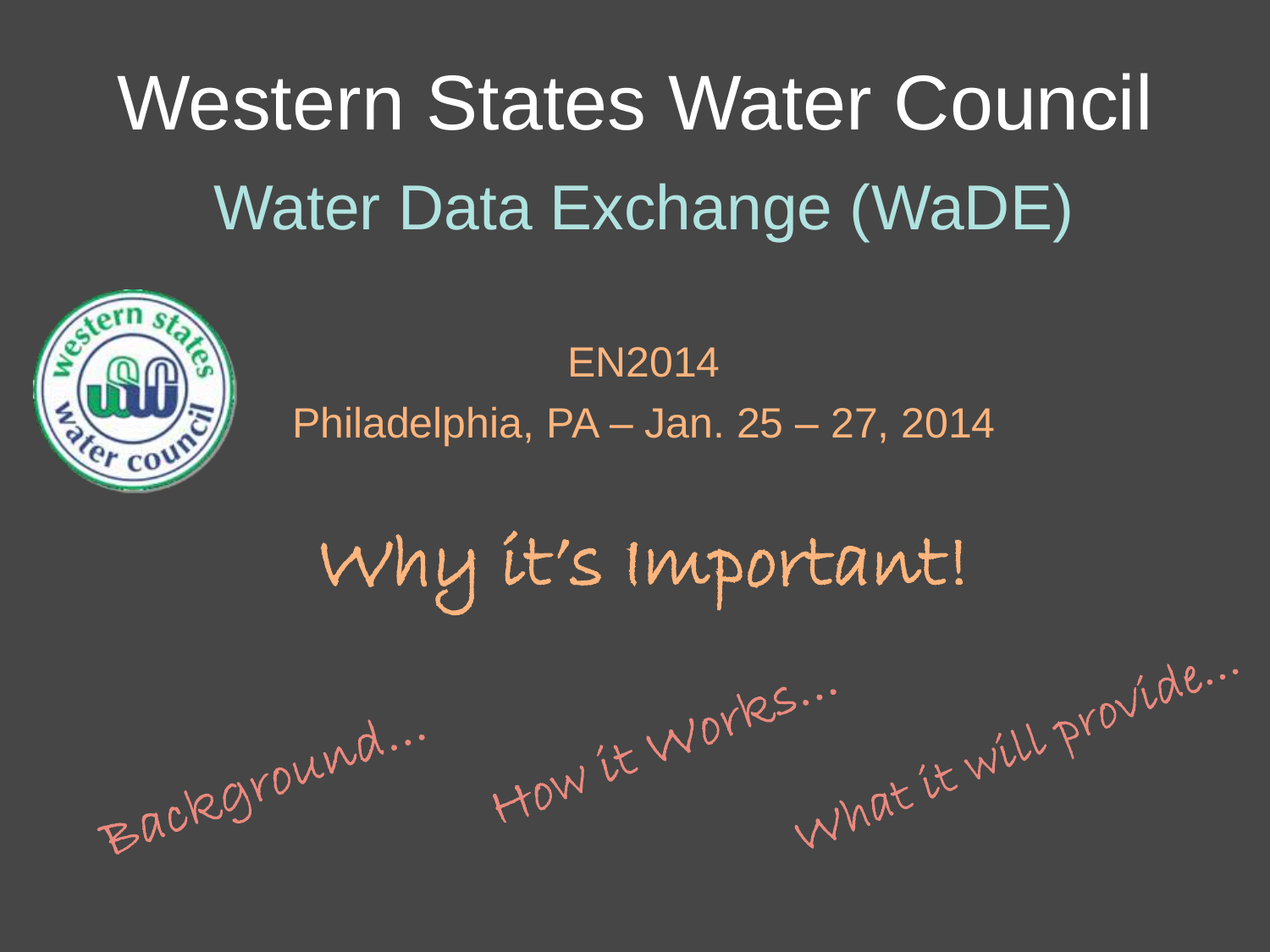# Western States Water Council

## Water Data Exchange (WaDE)

EN2014

Philadelphia, PA – Jan. 25 – 27, 2014

## Why it's Important!

Background...

How it Works...

What it will provide...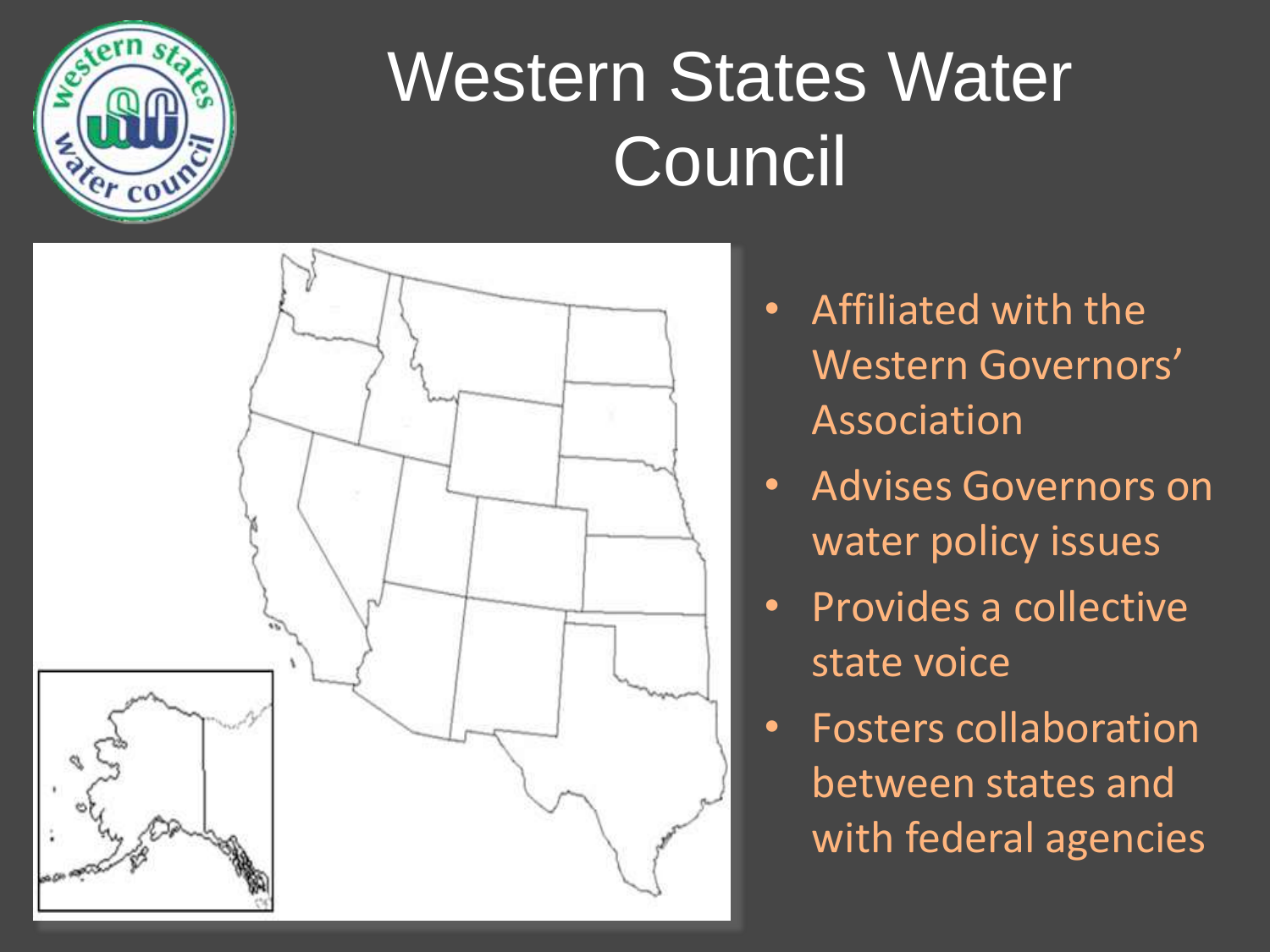# Western States Water Council

- Affiliated with the Western Governors' Association
- Advises Governors on water policy issues
- Provides a collective state voice
- Fosters collaboration between states and with federal agencies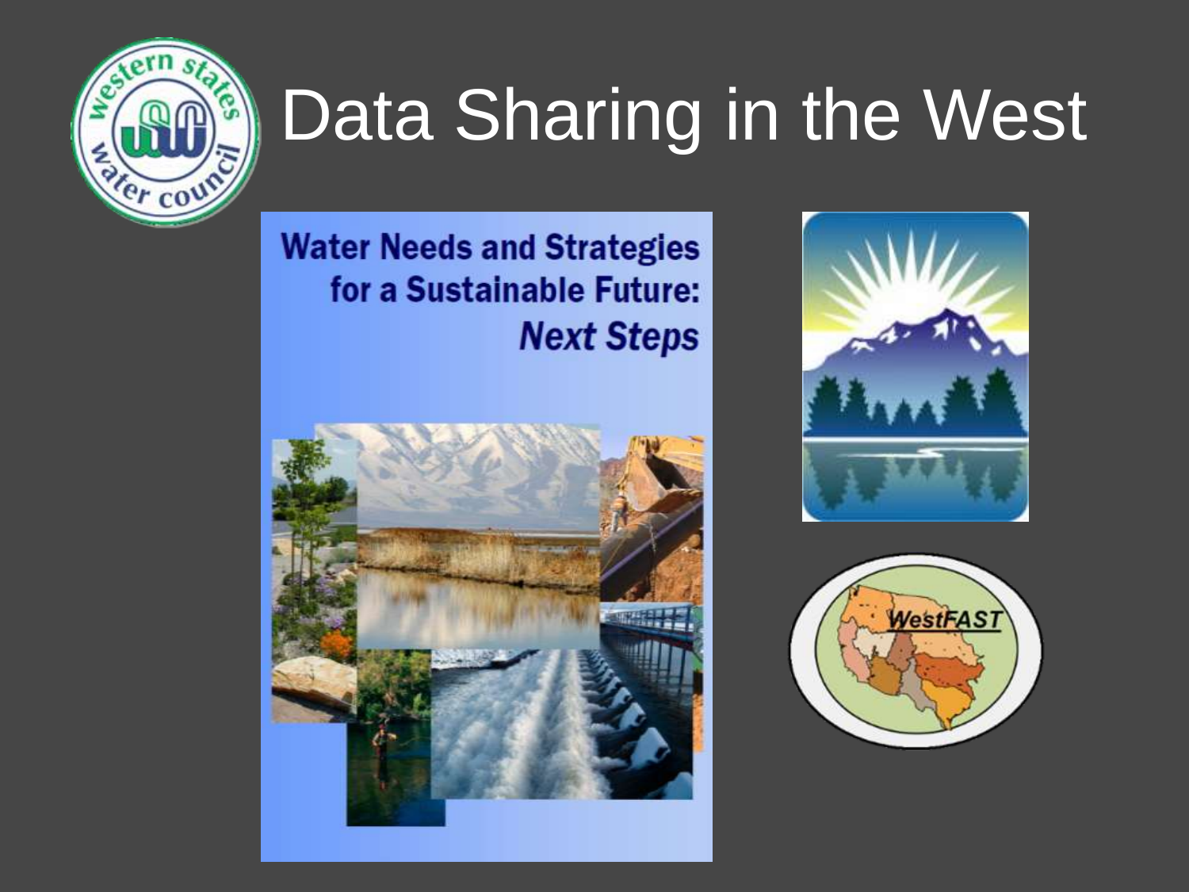# Data Sharing in the West

**Water Needs and Strategies for a Sustainable Future:**
***Next Steps***

WestFAST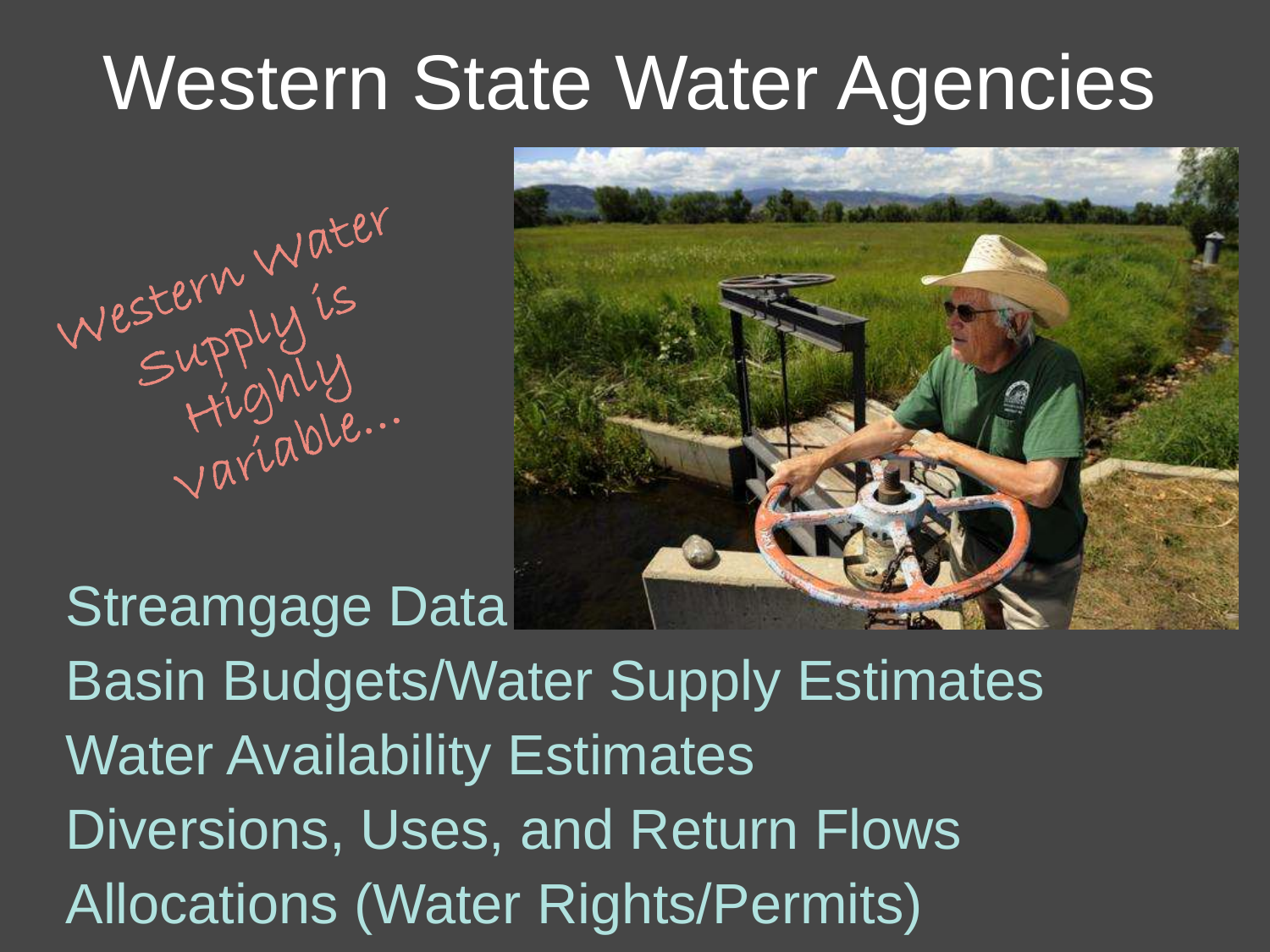# Western State Water Agencies

*Western Water Supply is Highly Variable...*

- Streamgage Data
- Basin Budgets/Water Supply Estimates
- Water Availability Estimates
- Diversions, Uses, and Return Flows
- Allocations (Water Rights/Permits)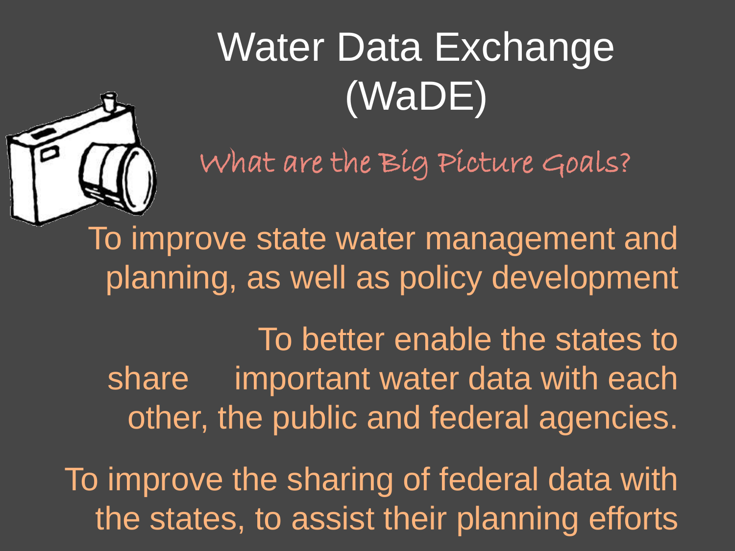# Water Data Exchange (WaDE)

## What are the Big Picture Goals?

To improve state water management and planning, as well as policy development

To better enable the states to share important water data with each other, the public and federal agencies.

To improve the sharing of federal data with the states, to assist their planning efforts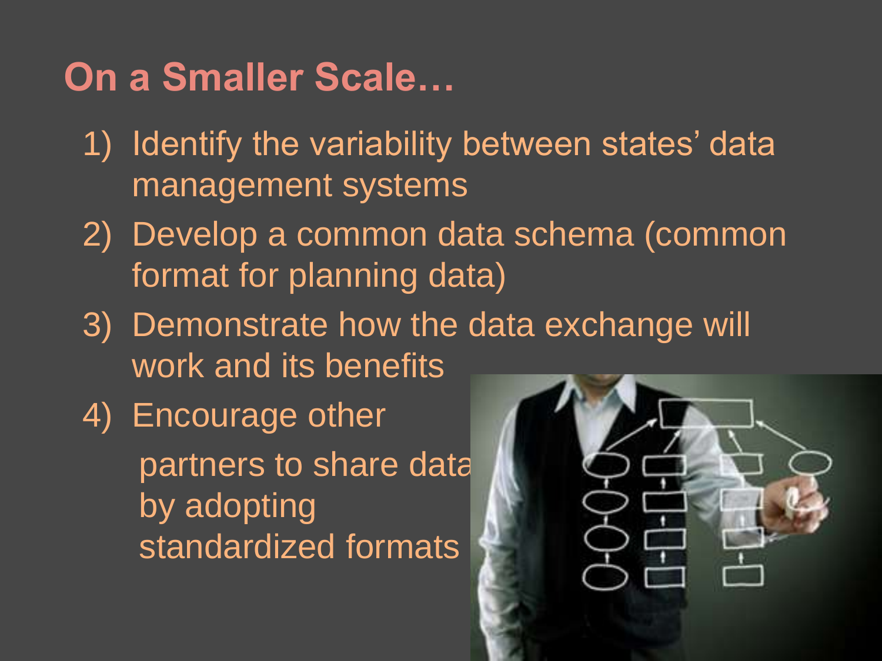# On a Smaller Scale…

1) Identify the variability between states' data management systems
2) Develop a common data schema (common format for planning data)
3) Demonstrate how the data exchange will work and its benefits
4) Encourage other partners to share data by adopting standardized formats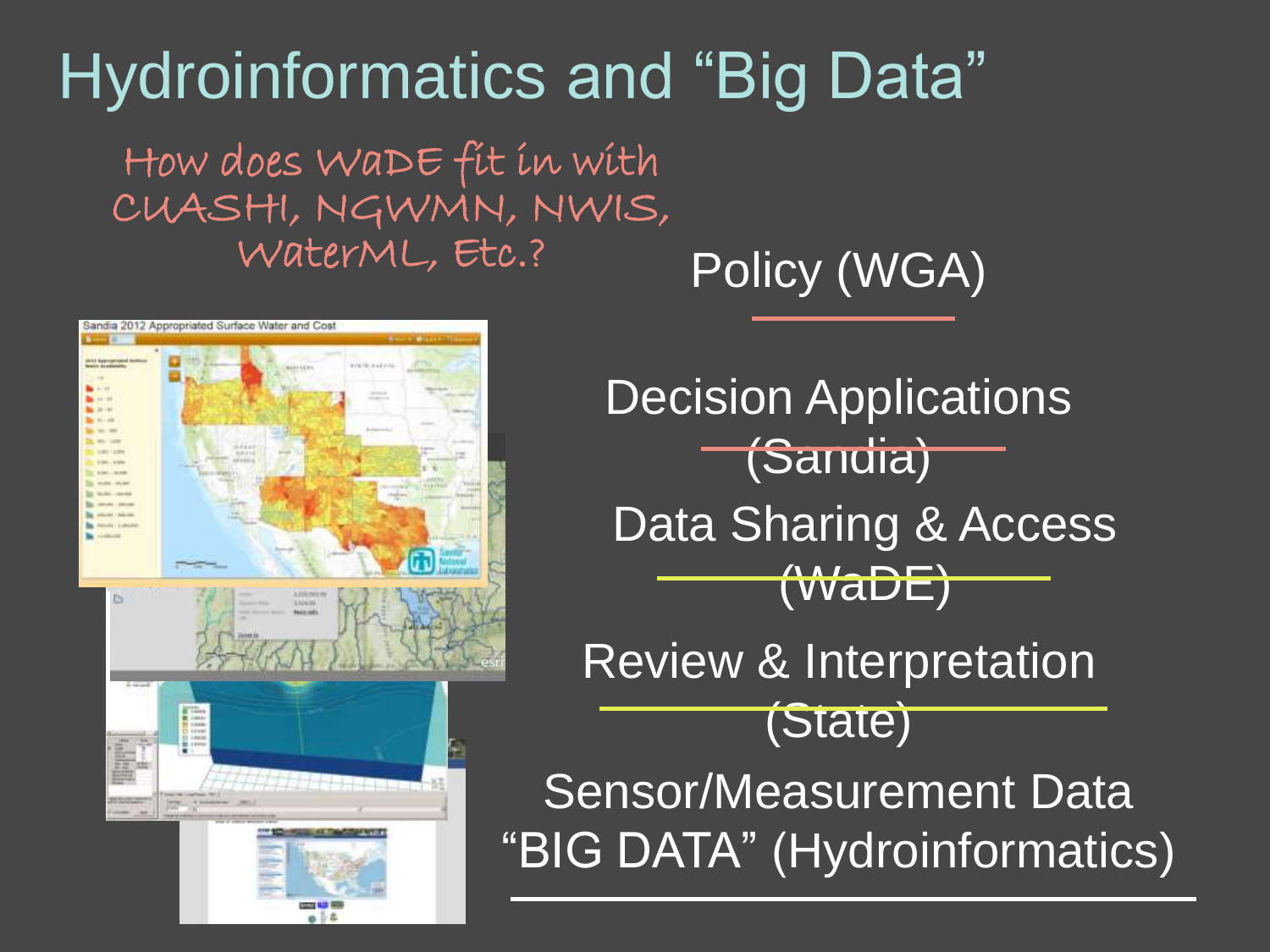# Hydroinformatics and "Big Data"

How does WaDE fit in with CUAHSI, NGWMN, NWIS, WaterML, Etc.?

Policy (WGA)

Decision Applications (Sandia)

Data Sharing & Access (WaDE)

Review & Interpretation (State)

Sensor/Measurement Data "BIG DATA" (Hydroinformatics)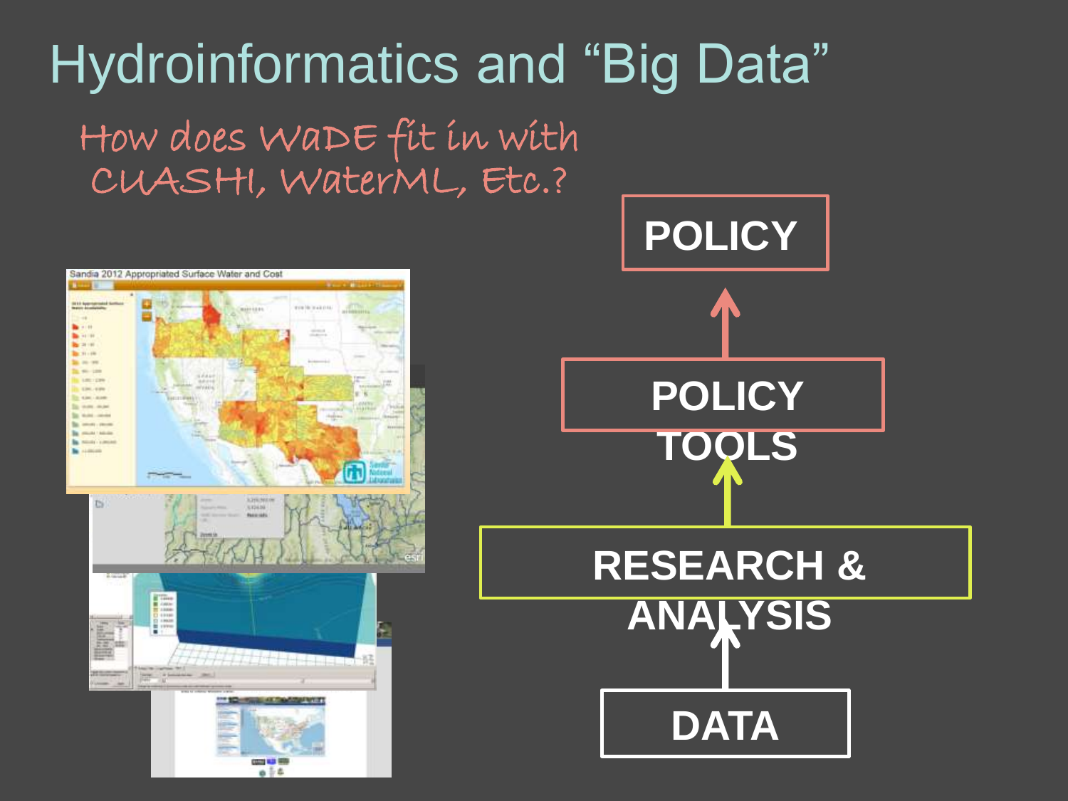# Hydroinformatics and “Big Data”

How does WaDE fit in with CUASHI, WaterML, Etc.?

**POLICY**

**POLICY TOOLS**

**RESEARCH & ANALYSIS**

**DATA**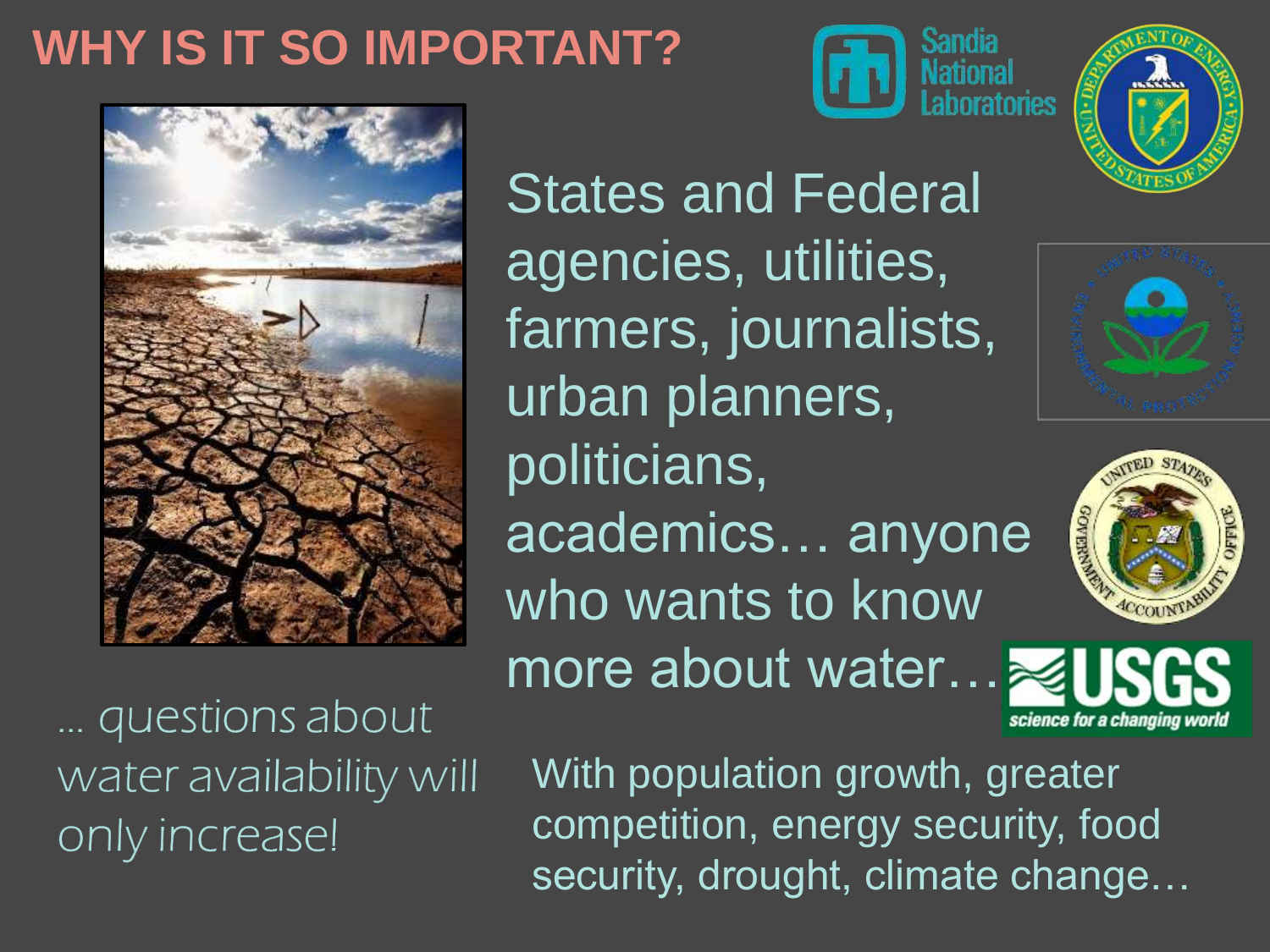# WHY IS IT SO IMPORTANT?

States and Federal agencies, utilities, farmers, journalists, urban planners, politicians, academics… anyone who wants to know more about water…

*… questions about water availability will only increase!*

With population growth, greater competition, energy security, food security, drought, climate change…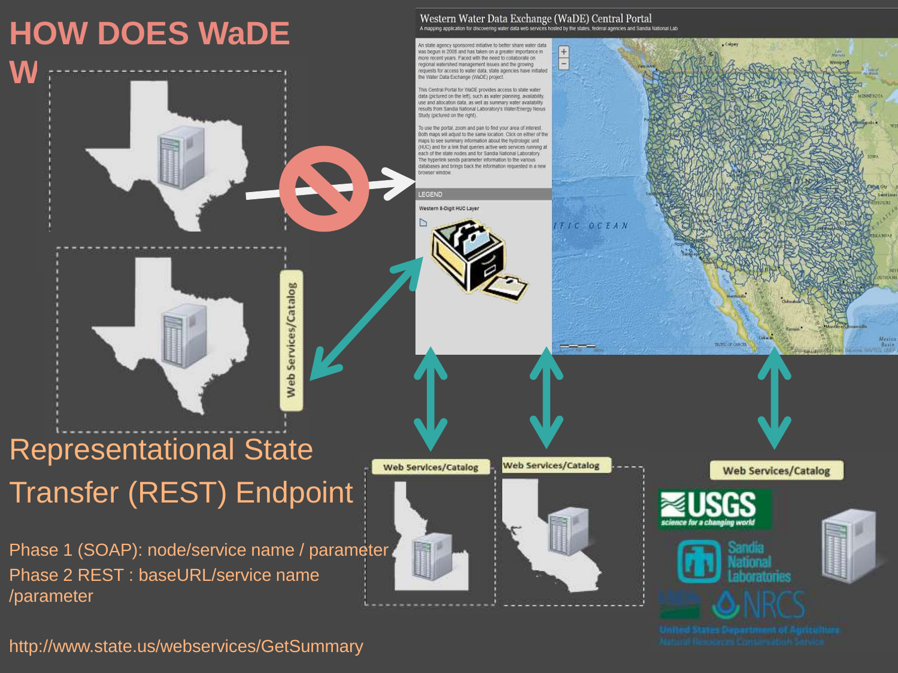# HOW DOES WaDE W

Representational State Transfer (REST) Endpoint

Phase 1 (SOAP): node/service name / parameter
Phase 2 REST : baseURL/service name /parameter

http://www.state.us/webservices/GetSummary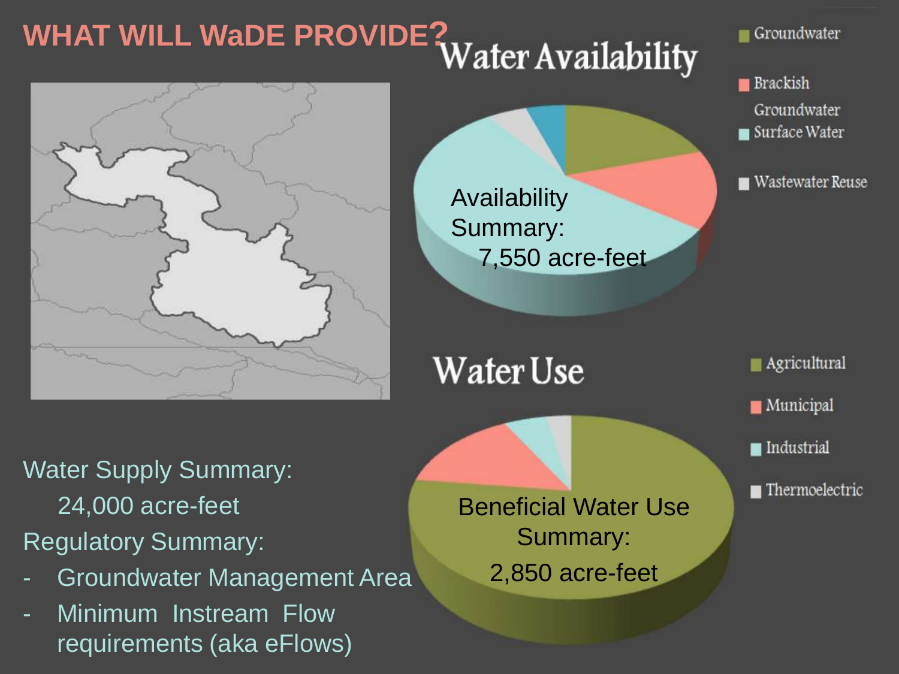# WHAT WILL WaDE PROVIDE?

## Water Availability

- Groundwater
- Brackish Groundwater
- Surface Water
- Wastewater Reuse

Availability Summary:
7,550 acre-feet

## Water Use

- Agricultural
- Municipal
- Industrial
- Thermoelectric

Beneficial Water Use Summary:
2,850 acre-feet

Water Supply Summary:
24,000 acre-feet

Regulatory Summary:

- Groundwater Management Area
- Minimum Instream Flow requirements (aka eFlows)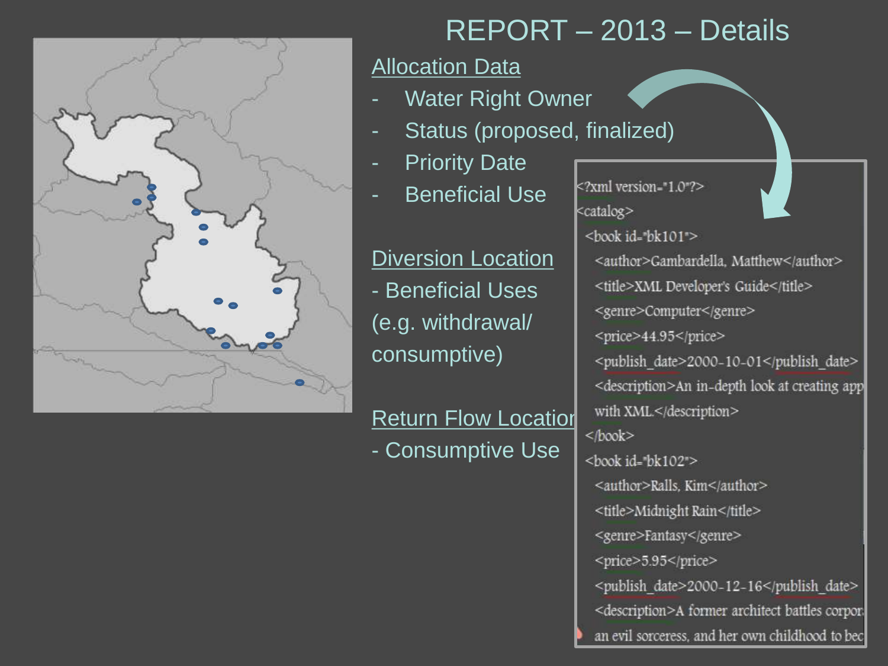# REPORT – 2013 – Details

## Allocation Data

- Water Right Owner
- Status (proposed, finalized)
- Priority Date
- Beneficial Use

## Diversion Location

- Beneficial Uses (e.g. withdrawal/ consumptive)

## Return Flow Location

- Consumptive Use

```
<?xml version="1.0"?>
<catalog>
  <book id="bk101">
    <author>Gambardella, Matthew</author>
    <title>XML Developer's Guide</title>
    <genre>Computer</genre>
    <price>44.95</price>
    <publish_date>2000-10-01</publish_date>
    <description>An in-depth look at creating app
    with XML.</description>
  </book>
  <book id="bk102">
    <author>Ralls, Kim</author>
    <title>Midnight Rain</title>
    <genre>Fantasy</genre>
    <price>5.95</price>
    <publish_date>2000-12-16</publish_date>
    <description>A former architect battles corpor
    an evil sorceress, and her own childhood to bec
```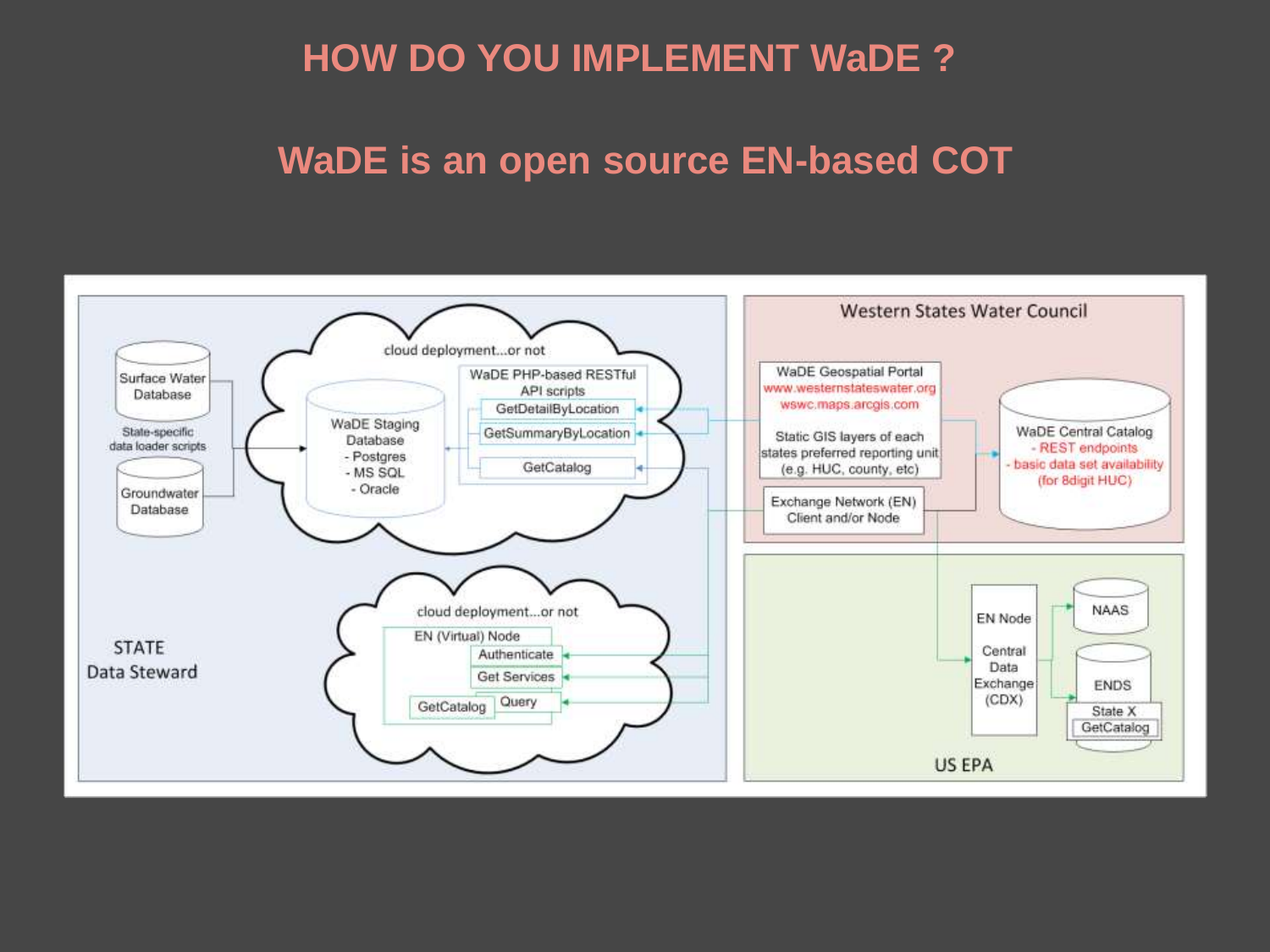# HOW DO YOU IMPLEMENT WaDE ?

## WaDE is an open source EN-based COT

STATE Data Steward

- Surface Water Database
- State-specific data loader scripts
- Groundwater Database

cloud deployment...or not

- WaDE Staging Database
  - Postgres
  - MS SQL
  - Oracle
- WaDE PHP-based RESTful API scripts
  - GetDetailByLocation
  - GetSummaryByLocation
  - GetCatalog

cloud deployment...or not

- EN (Virtual) Node
  - Authenticate
  - Get Services
  - Query
  - GetCatalog

Western States Water Council

- WaDE Geospatial Portal
  - www.westernstateswater.org
  - wswc.maps.arcgis.com
  - Static GIS layers of each states preferred reporting unit (e.g. HUC, county, etc)
- Exchange Network (EN) Client and/or Node
- WaDE Central Catalog
  - REST endpoints
  - basic data set availability (for 8digit HUC)

US EPA

- EN Node Central Data Exchange (CDX)
- NAAS
- ENDS
  - State X GetCatalog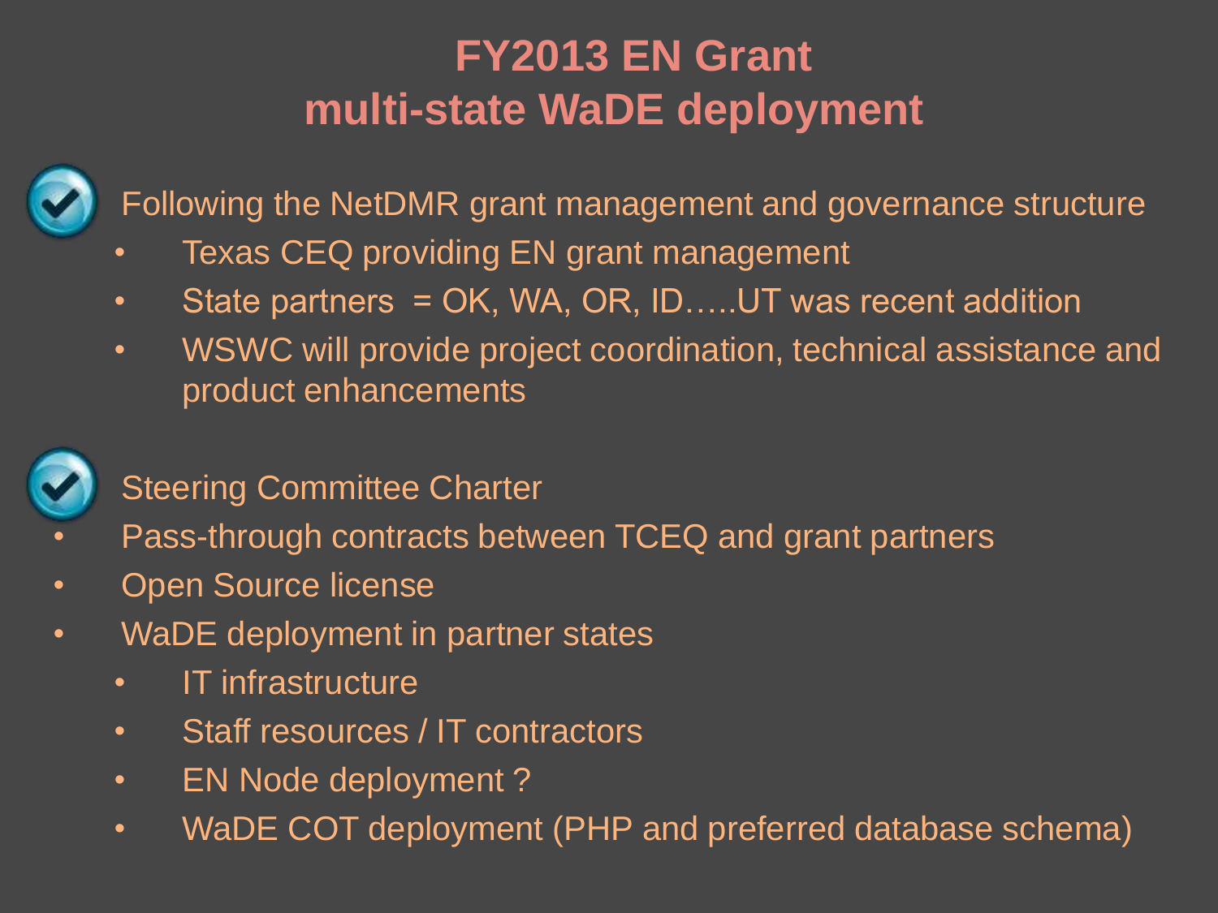# FY2013 EN Grant multi-state WaDE deployment

- Following the NetDMR grant management and governance structure
  - Texas CEQ providing EN grant management
  - State partners = OK, WA, OR, ID…..UT was recent addition
  - WSWC will provide project coordination, technical assistance and product enhancements

- Steering Committee Charter
- Pass-through contracts between TCEQ and grant partners
- Open Source license
- WaDE deployment in partner states
  - IT infrastructure
  - Staff resources / IT contractors
  - EN Node deployment ?
  - WaDE COT deployment (PHP and preferred database schema)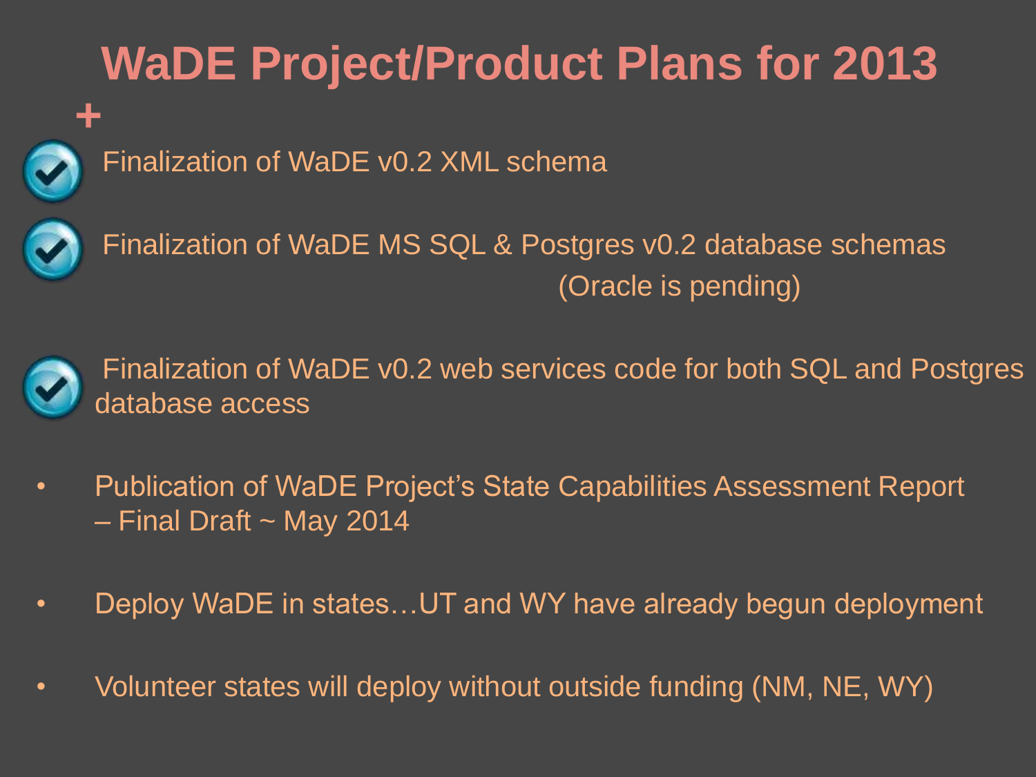# WaDE Project/Product Plans for 2013

- ✔ Finalization of WaDE v0.2 XML schema
- ✔ Finalization of WaDE MS SQL & Postgres v0.2 database schemas (Oracle is pending)
- ✔ Finalization of WaDE v0.2 web services code for both SQL and Postgres database access
- Publication of WaDE Project's State Capabilities Assessment Report – Final Draft ~ May 2014
- Deploy WaDE in states…UT and WY have already begun deployment
- Volunteer states will deploy without outside funding (NM, NE, WY)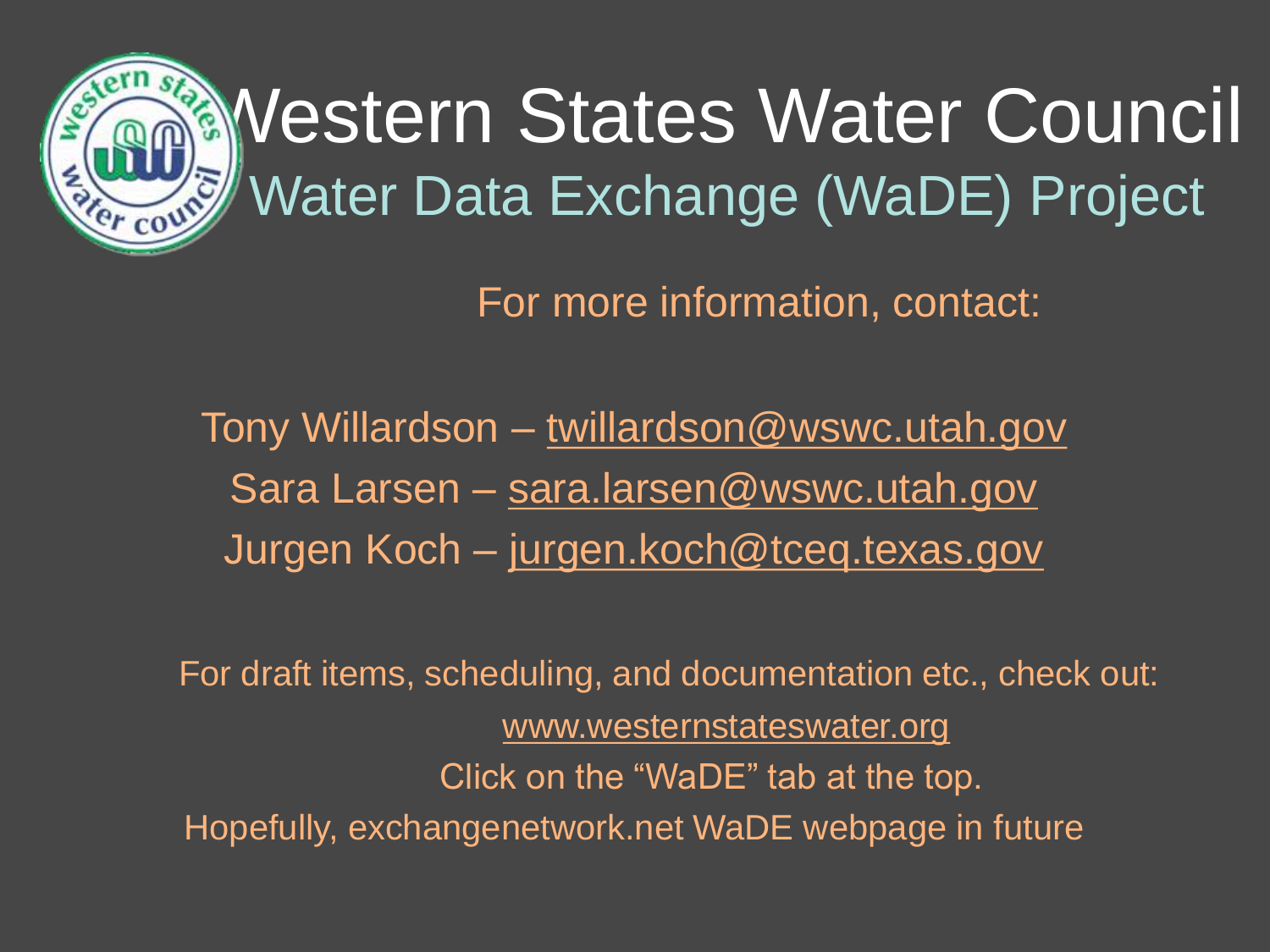# Western States Water Council

## Water Data Exchange (WaDE) Project

For more information, contact:

Tony Willardson – twillardson@wswc.utah.gov

Sara Larsen – sara.larsen@wswc.utah.gov

Jurgen Koch – jurgen.koch@tceq.texas.gov

For draft items, scheduling, and documentation etc., check out:

www.westernstateswater.org

Click on the "WaDE" tab at the top.

Hopefully, exchangenetwork.net WaDE webpage in future